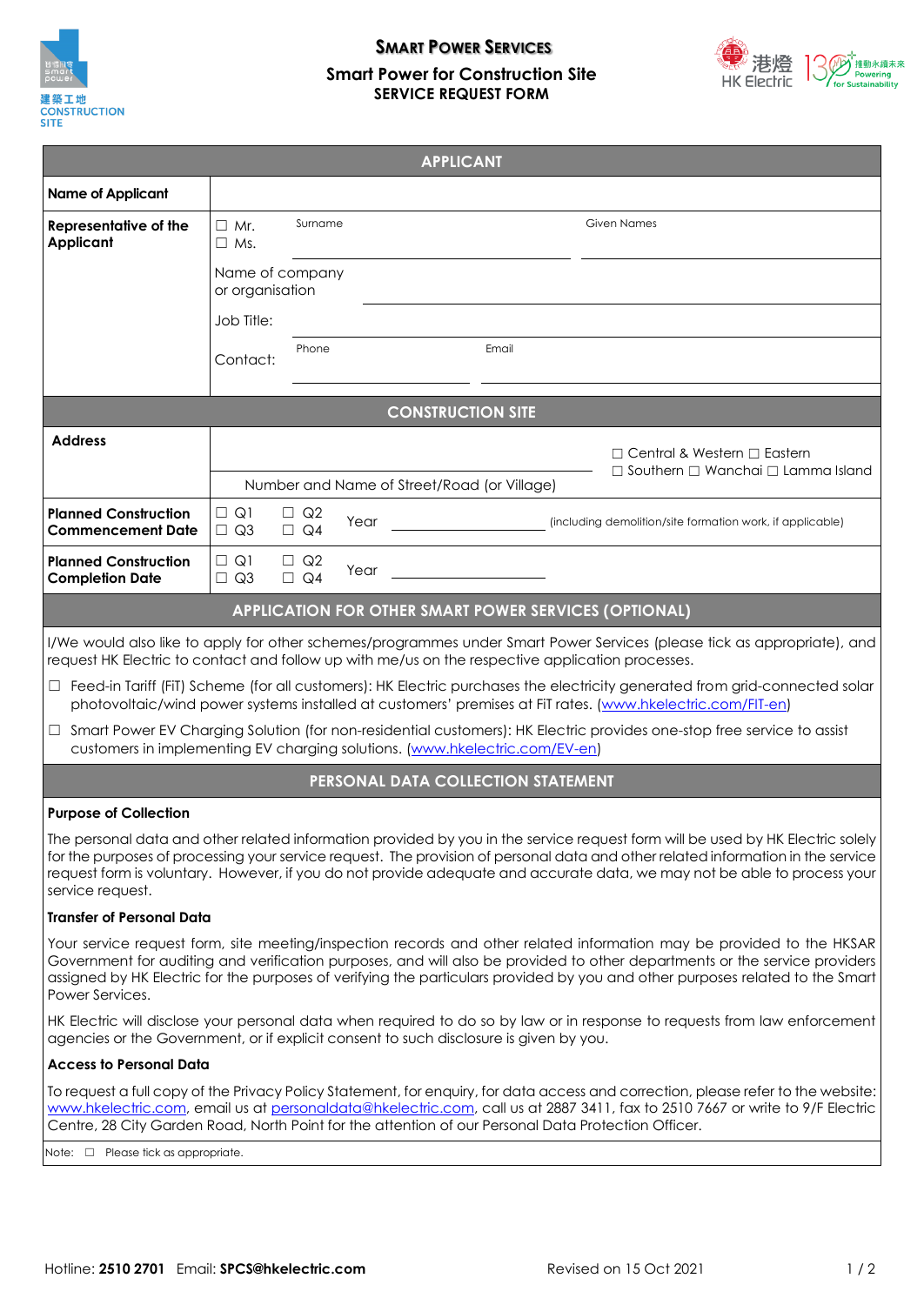# SMART POWER SERVICES

## Smart Power for Construction Site

### SERVICE REQUEST FORM

| APPLICANT | | | |
|---|---|---|---|
| **Name of Applicant** | | | |
| **Representative of the Applicant** | ☐ Mr. ☐ Ms. | Surname | Given Names |
| | Name of company or organisation | | |
| | Job Title: | | |
| | Contact: | Phone | Email |

| CONSTRUCTION SITE | | |
|---|---|---|
| **Address** | Number and Name of Street/Road (or Village) | ☐ Central & Western ☐ Eastern ☐ Southern ☐ Wanchai ☐ Lamma Island |
| **Planned Construction Commencement Date** | ☐ Q1 ☐ Q2 ☐ Q3 ☐ Q4 Year ____________ | (including demolition/site formation work, if applicable) |
| **Planned Construction Completion Date** | ☐ Q1 ☐ Q2 ☐ Q3 ☐ Q4 Year ____________ | |

## APPLICATION FOR OTHER SMART POWER SERVICES (OPTIONAL)

I/We would also like to apply for other schemes/programmes under Smart Power Services (please tick as appropriate), and request HK Electric to contact and follow up with me/us on the respective application processes.

☐ Feed-in Tariff (FiT) Scheme (for all customers): HK Electric purchases the electricity generated from grid-connected solar photovoltaic/wind power systems installed at customers' premises at FiT rates. (www.hkelectric.com/FIT-en)

☐ Smart Power EV Charging Solution (for non-residential customers): HK Electric provides one-stop free service to assist customers in implementing EV charging solutions. (www.hkelectric.com/EV-en)

## PERSONAL DATA COLLECTION STATEMENT

**Purpose of Collection**

The personal data and other related information provided by you in the service request form will be used by HK Electric solely for the purposes of processing your service request. The provision of personal data and other related information in the service request form is voluntary. However, if you do not provide adequate and accurate data, we may not be able to process your service request.

**Transfer of Personal Data**

Your service request form, site meeting/inspection records and other related information may be provided to the HKSAR Government for auditing and verification purposes, and will also be provided to other departments or the service providers assigned by HK Electric for the purposes of verifying the particulars provided by you and other purposes related to the Smart Power Services.

HK Electric will disclose your personal data when required to do so by law or in response to requests from law enforcement agencies or the Government, or if explicit consent to such disclosure is given by you.

**Access to Personal Data**

To request a full copy of the Privacy Policy Statement, for enquiry, for data access and correction, please refer to the website: www.hkelectric.com, email us at personaldata@hkelectric.com, call us at 2887 3411, fax to 2510 7667 or write to 9/F Electric Centre, 28 City Garden Road, North Point for the attention of our Personal Data Protection Officer.

Note: ☐ Please tick as appropriate.

Hotline: **2510 2701** Email: **SPCS@hkelectric.com** Revised on 15 Oct 2021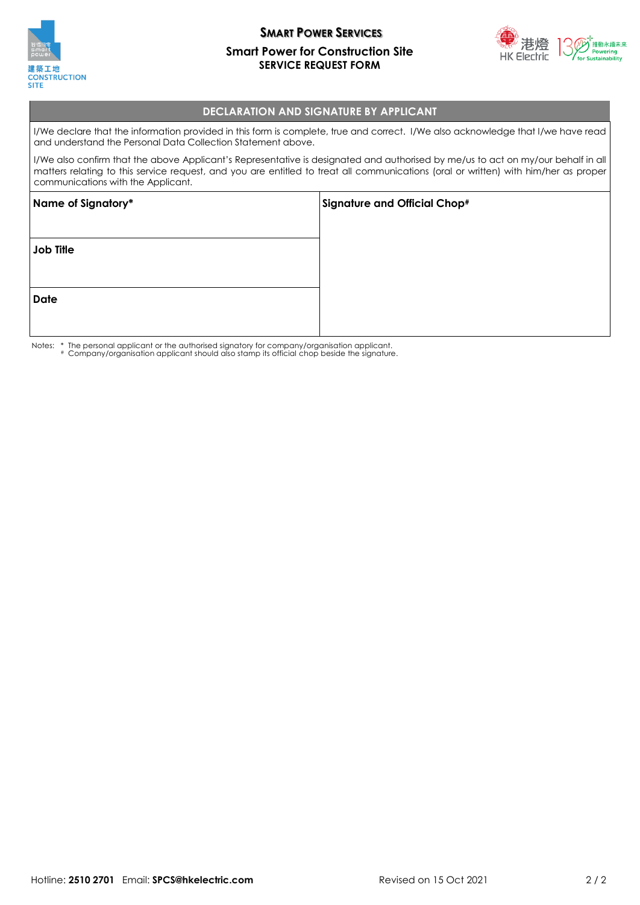# SMART POWER SERVICES

## Smart Power for Construction Site

**SERVICE REQUEST FORM**

## DECLARATION AND SIGNATURE BY APPLICANT

I/We declare that the information provided in this form is complete, true and correct. I/We also acknowledge that I/we have read and understand the Personal Data Collection Statement above.

I/We also confirm that the above Applicant's Representative is designated and authorised by me/us to act on my/our behalf in all matters relating to this service request, and you are entitled to treat all communications (oral or written) with him/her as proper communications with the Applicant.

| | |
|---|---|
| **Name of Signatory*** | **Signature and Official Chop#** |
| **Job Title** | |
| **Date** | |

Notes: * The personal applicant or the authorised signatory for company/organisation applicant.
# Company/organisation applicant should also stamp its official chop beside the signature.

Hotline: **2510 2701** Email: **SPCS@hkelectric.com** Revised on 15 Oct 2021